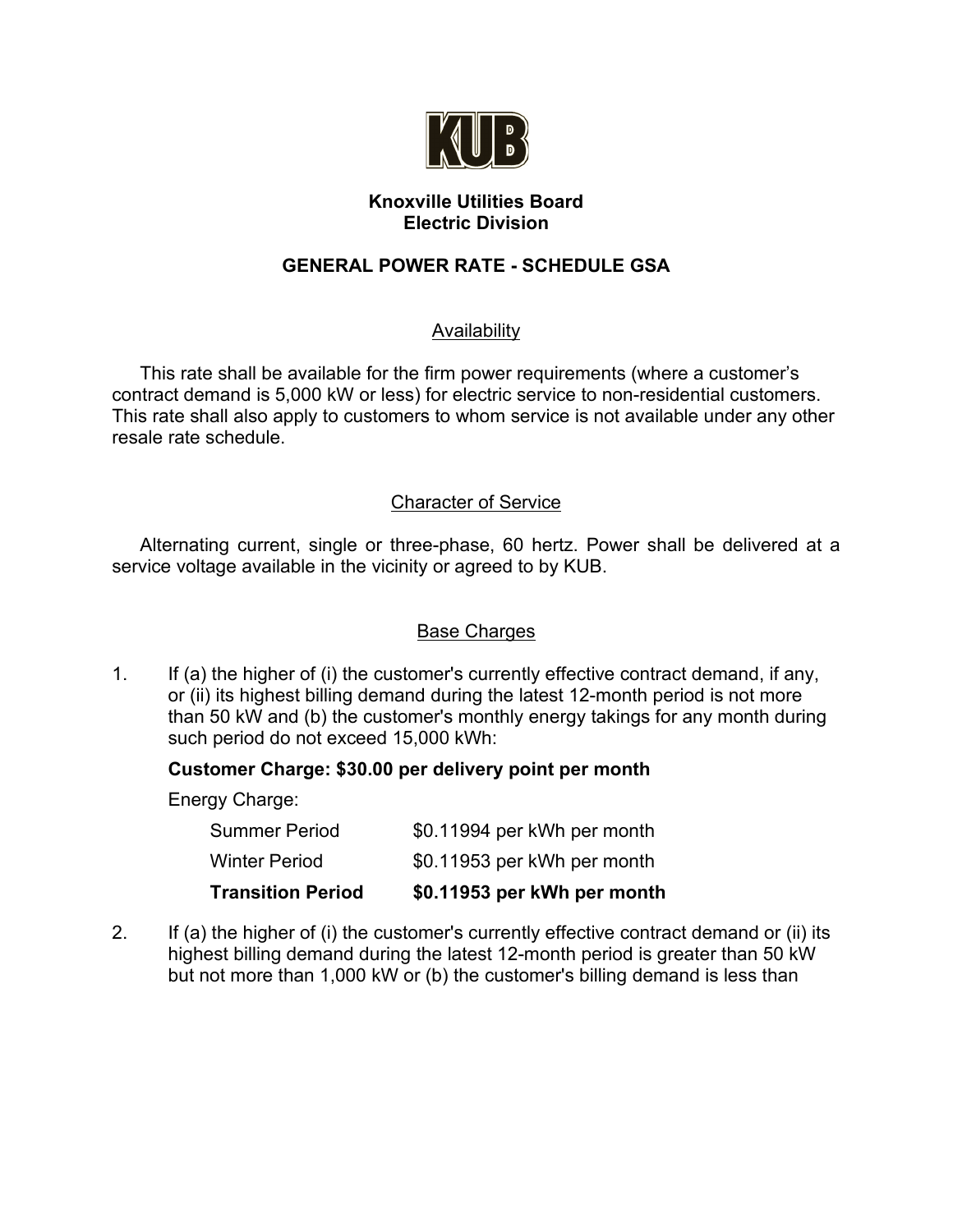# Knoxville Utilities Board
## Electric Division

## GENERAL POWER RATE - SCHEDULE GSA

### Availability

This rate shall be available for the firm power requirements (where a customer's contract demand is 5,000 kW or less) for electric service to non-residential customers. This rate shall also apply to customers to whom service is not available under any other resale rate schedule.

### Character of Service

Alternating current, single or three-phase, 60 hertz. Power shall be delivered at a service voltage available in the vicinity or agreed to by KUB.

### Base Charges

1. If (a) the higher of (i) the customer's currently effective contract demand, if any, or (ii) its highest billing demand during the latest 12-month period is not more than 50 kW and (b) the customer's monthly energy takings for any month during such period do not exceed 15,000 kWh:

   **Customer Charge: $30.00 per delivery point per month**

   Energy Charge:

   | | |
   |---|---|
   | Summer Period | $0.11994 per kWh per month |
   | Winter Period | $0.11953 per kWh per month |
   | **Transition Period** | **$0.11953 per kWh per month** |

2. If (a) the higher of (i) the customer's currently effective contract demand or (ii) its highest billing demand during the latest 12-month period is greater than 50 kW but not more than 1,000 kW or (b) the customer's billing demand is less than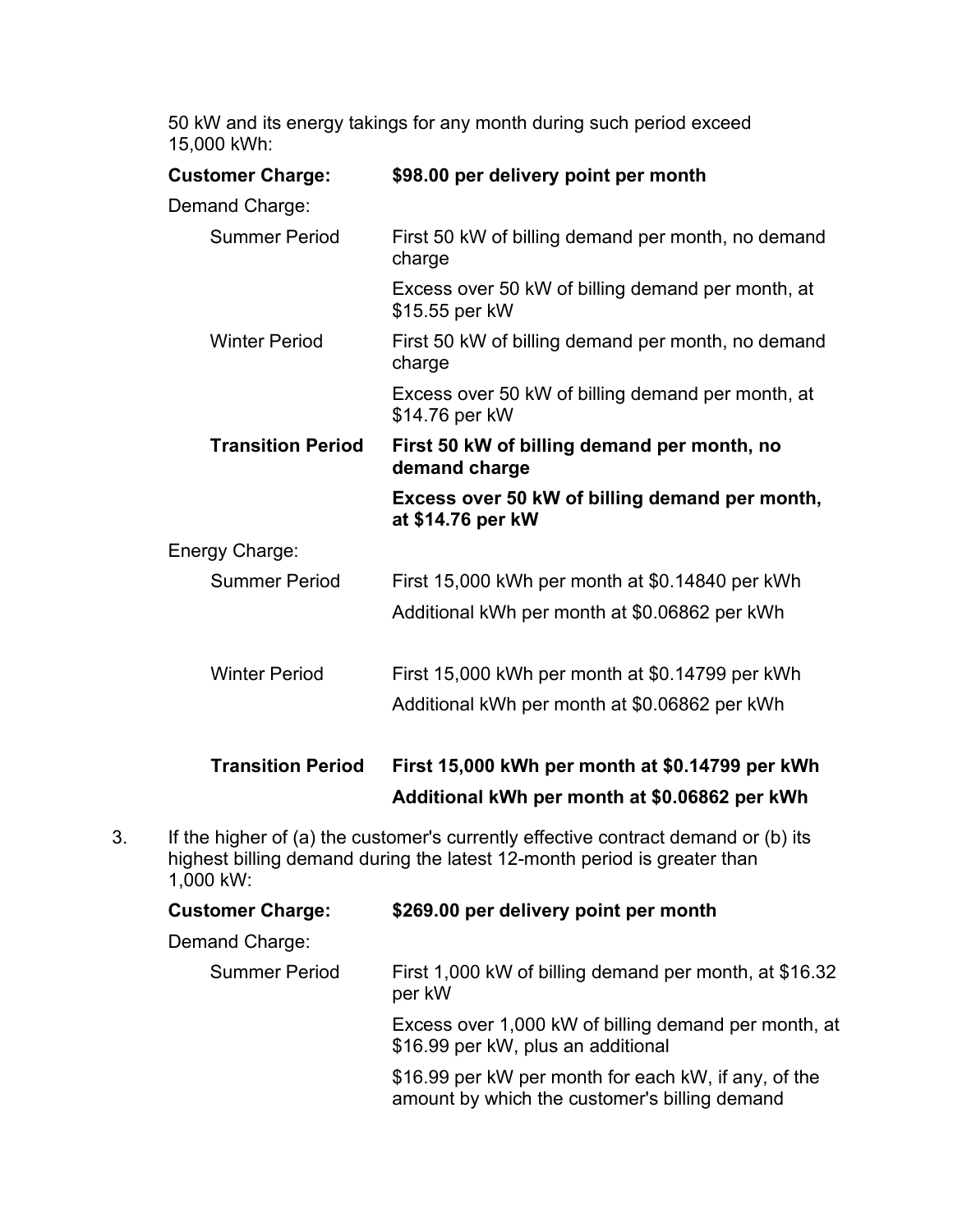50 kW and its energy takings for any month during such period exceed 15,000 kWh:

| | |
|---|---|
| **Customer Charge:** | **$98.00 per delivery point per month** |
| Demand Charge: | |
| Summer Period | First 50 kW of billing demand per month, no demand charge |
| | Excess over 50 kW of billing demand per month, at $15.55 per kW |
| Winter Period | First 50 kW of billing demand per month, no demand charge |
| | Excess over 50 kW of billing demand per month, at $14.76 per kW |
| **Transition Period** | **First 50 kW of billing demand per month, no demand charge** |
| | **Excess over 50 kW of billing demand per month, at $14.76 per kW** |
| Energy Charge: | |
| Summer Period | First 15,000 kWh per month at $0.14840 per kWh |
| | Additional kWh per month at $0.06862 per kWh |
| Winter Period | First 15,000 kWh per month at $0.14799 per kWh |
| | Additional kWh per month at $0.06862 per kWh |
| **Transition Period** | **First 15,000 kWh per month at $0.14799 per kWh** |
| | **Additional kWh per month at $0.06862 per kWh** |

3. If the higher of (a) the customer's currently effective contract demand or (b) its highest billing demand during the latest 12-month period is greater than 1,000 kW:

| | |
|---|---|
| **Customer Charge:** | **$269.00 per delivery point per month** |
| Demand Charge: | |
| Summer Period | First 1,000 kW of billing demand per month, at $16.32 per kW |
| | Excess over 1,000 kW of billing demand per month, at $16.99 per kW, plus an additional |
| | $16.99 per kW per month for each kW, if any, of the amount by which the customer's billing demand |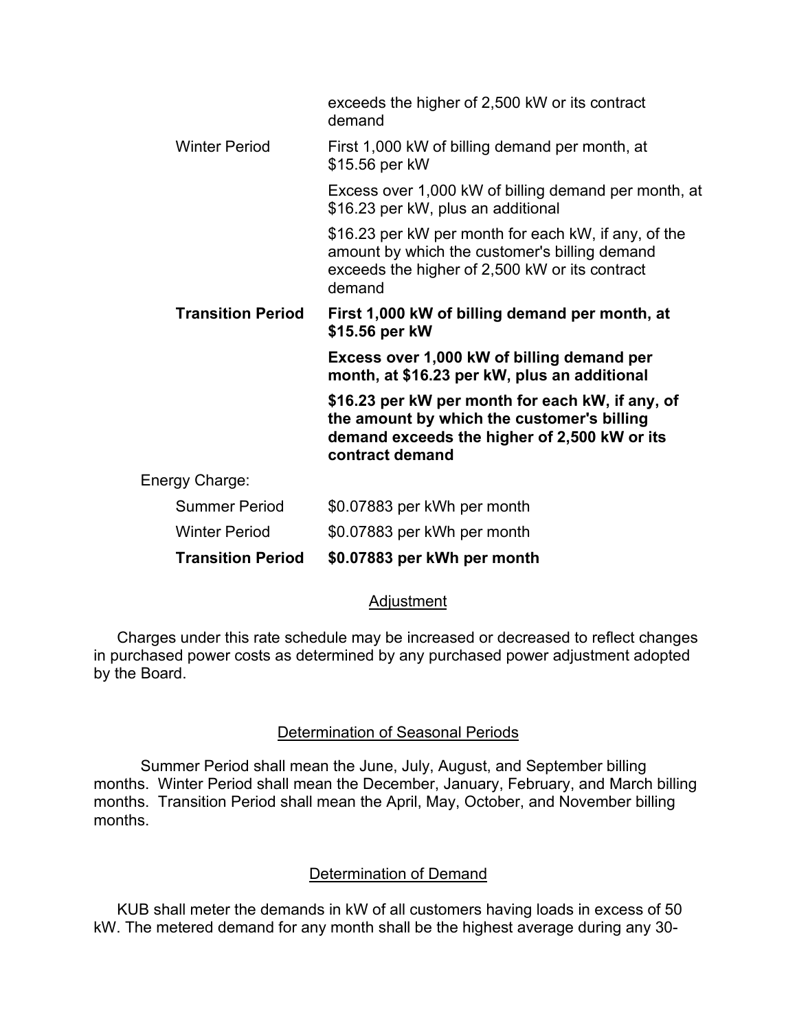| | |
|---|---|
| | exceeds the higher of 2,500 kW or its contract demand |
| Winter Period | First 1,000 kW of billing demand per month, at \$15.56 per kW |
| | Excess over 1,000 kW of billing demand per month, at \$16.23 per kW, plus an additional |
| | \$16.23 per kW per month for each kW, if any, of the amount by which the customer's billing demand exceeds the higher of 2,500 kW or its contract demand |
| **Transition Period** | **First 1,000 kW of billing demand per month, at \$15.56 per kW** |
| | **Excess over 1,000 kW of billing demand per month, at \$16.23 per kW, plus an additional** |
| | **\$16.23 per kW per month for each kW, if any, of the amount by which the customer's billing demand exceeds the higher of 2,500 kW or its contract demand** |
| Energy Charge: | |
| Summer Period | \$0.07883 per kWh per month |
| Winter Period | \$0.07883 per kWh per month |
| **Transition Period** | **\$0.07883 per kWh per month** |

## Adjustment

Charges under this rate schedule may be increased or decreased to reflect changes in purchased power costs as determined by any purchased power adjustment adopted by the Board.

## Determination of Seasonal Periods

Summer Period shall mean the June, July, August, and September billing months. Winter Period shall mean the December, January, February, and March billing months. Transition Period shall mean the April, May, October, and November billing months.

## Determination of Demand

KUB shall meter the demands in kW of all customers having loads in excess of 50 kW. The metered demand for any month shall be the highest average during any 30-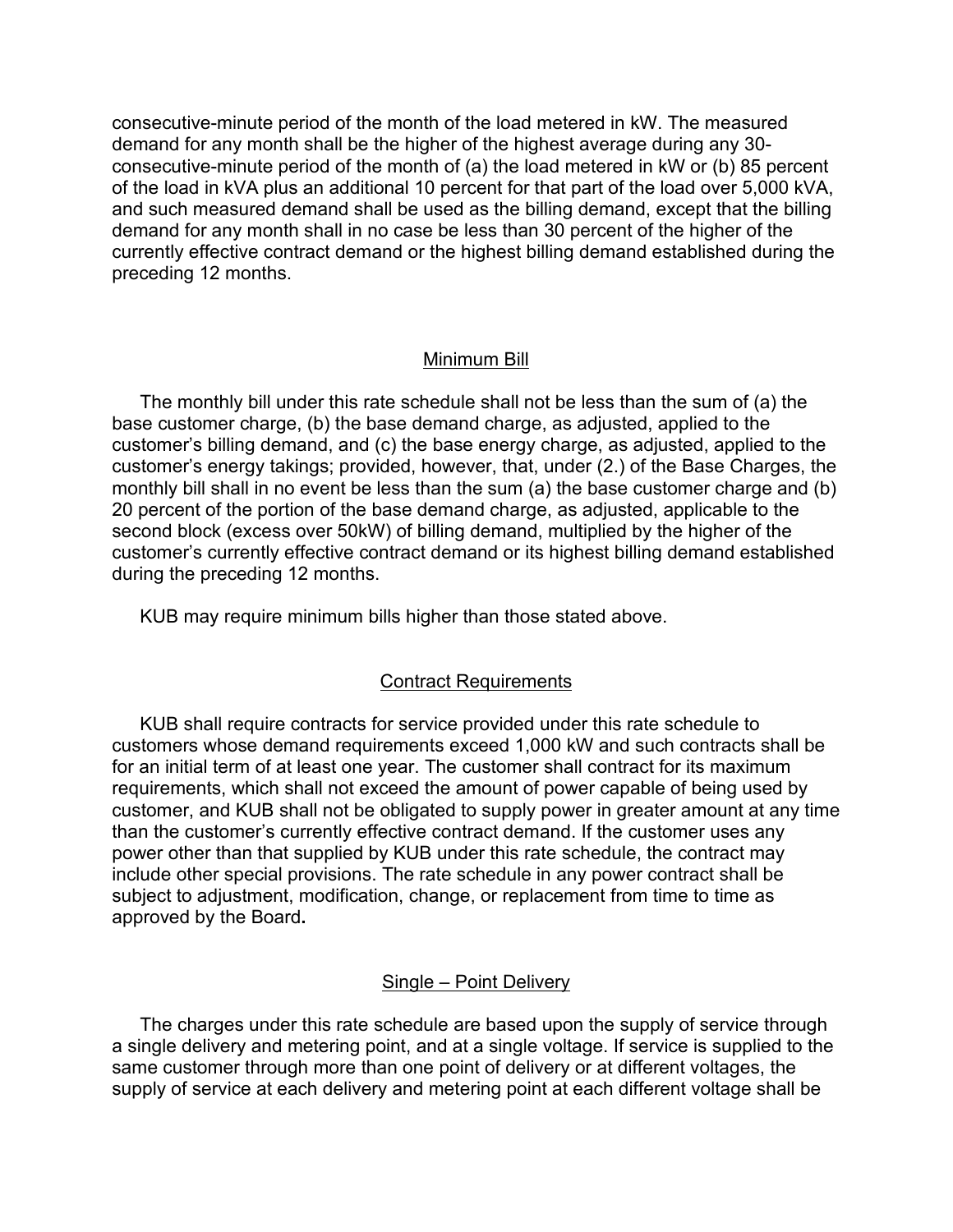consecutive-minute period of the month of the load metered in kW. The measured demand for any month shall be the higher of the highest average during any 30-consecutive-minute period of the month of (a) the load metered in kW or (b) 85 percent of the load in kVA plus an additional 10 percent for that part of the load over 5,000 kVA, and such measured demand shall be used as the billing demand, except that the billing demand for any month shall in no case be less than 30 percent of the higher of the currently effective contract demand or the highest billing demand established during the preceding 12 months.

## Minimum Bill

The monthly bill under this rate schedule shall not be less than the sum of (a) the base customer charge, (b) the base demand charge, as adjusted, applied to the customer's billing demand, and (c) the base energy charge, as adjusted, applied to the customer's energy takings; provided, however, that, under (2.) of the Base Charges, the monthly bill shall in no event be less than the sum (a) the base customer charge and (b) 20 percent of the portion of the base demand charge, as adjusted, applicable to the second block (excess over 50kW) of billing demand, multiplied by the higher of the customer's currently effective contract demand or its highest billing demand established during the preceding 12 months.

KUB may require minimum bills higher than those stated above.

## Contract Requirements

KUB shall require contracts for service provided under this rate schedule to customers whose demand requirements exceed 1,000 kW and such contracts shall be for an initial term of at least one year. The customer shall contract for its maximum requirements, which shall not exceed the amount of power capable of being used by customer, and KUB shall not be obligated to supply power in greater amount at any time than the customer's currently effective contract demand. If the customer uses any power other than that supplied by KUB under this rate schedule, the contract may include other special provisions. The rate schedule in any power contract shall be subject to adjustment, modification, change, or replacement from time to time as approved by the Board**.**

## Single – Point Delivery

The charges under this rate schedule are based upon the supply of service through a single delivery and metering point, and at a single voltage. If service is supplied to the same customer through more than one point of delivery or at different voltages, the supply of service at each delivery and metering point at each different voltage shall be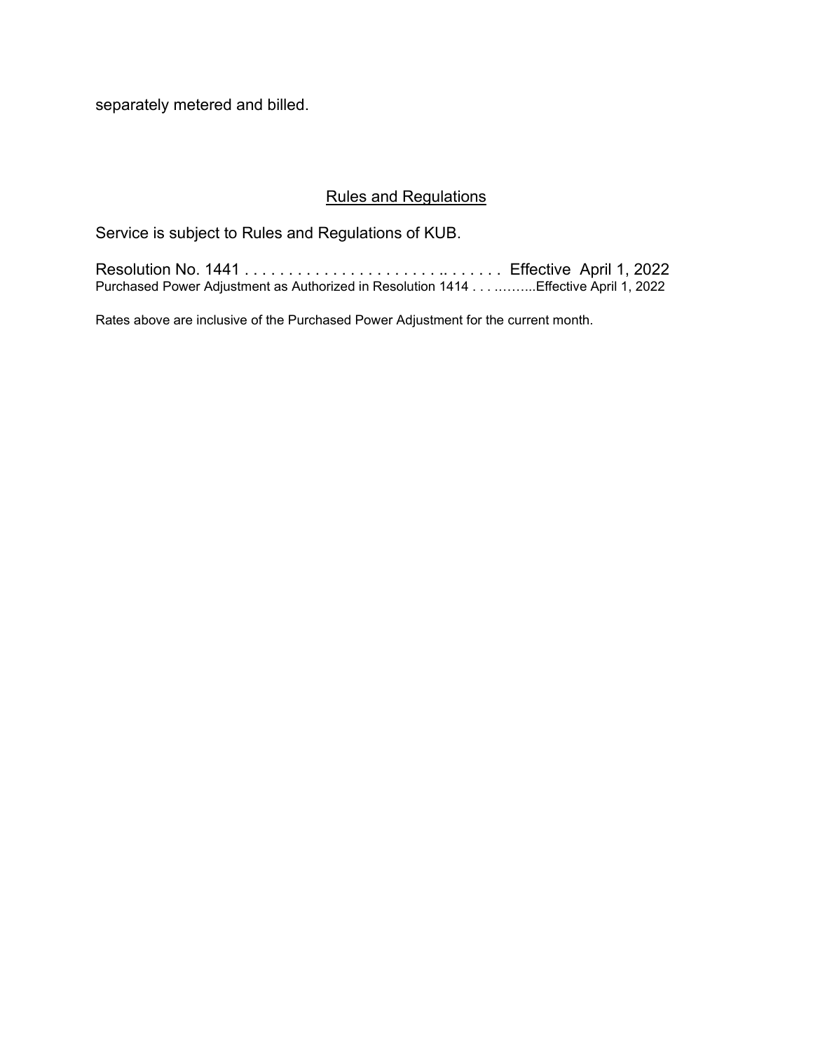separately metered and billed.

## Rules and Regulations

Service is subject to Rules and Regulations of KUB.

Resolution No. 1441 . . . . . . . . . . . . . . . . . . . . . . . .. . . . . . . Effective April 1, 2022
Purchased Power Adjustment as Authorized in Resolution 1414 . . . ..……..Effective April 1, 2022

Rates above are inclusive of the Purchased Power Adjustment for the current month.